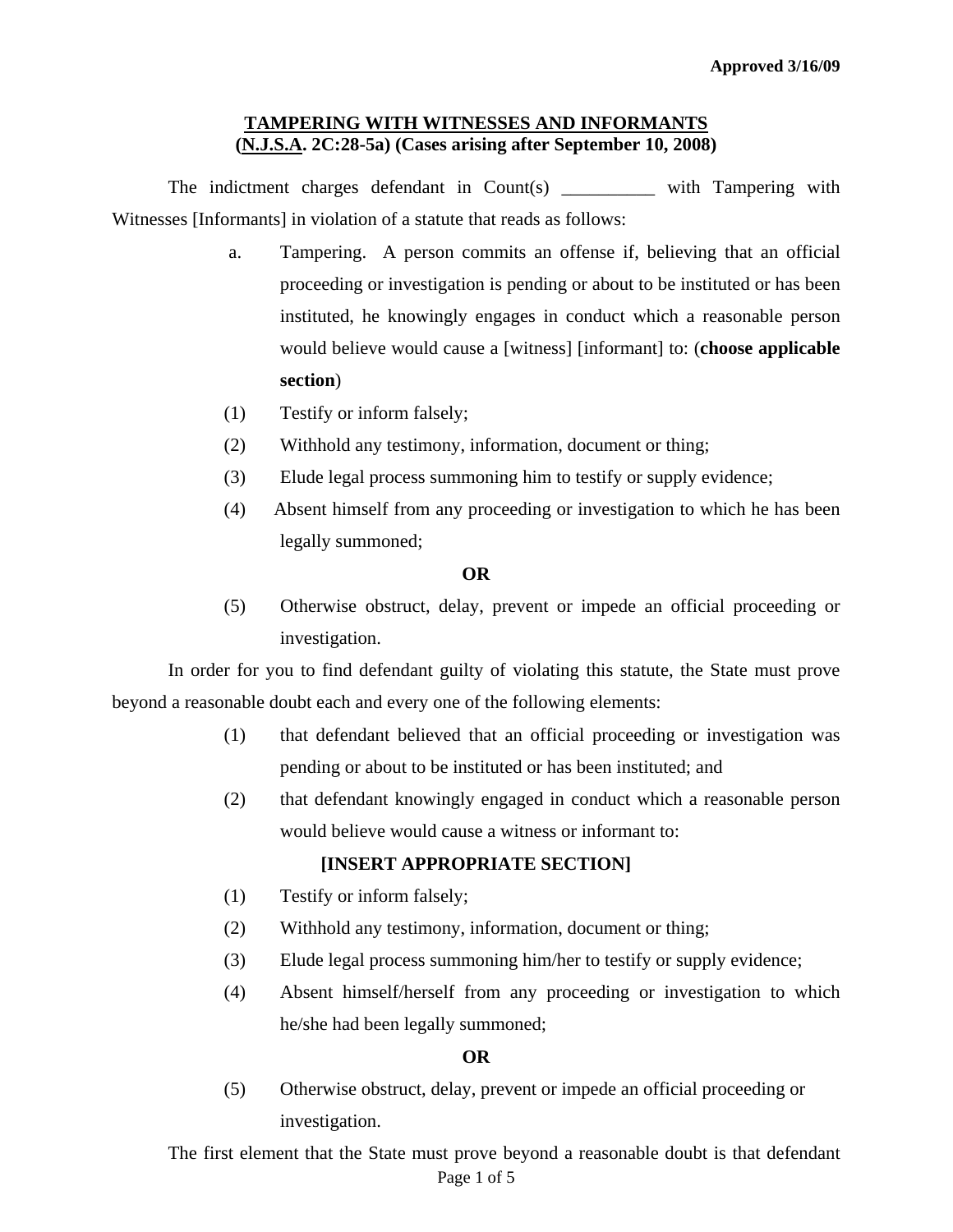**Approved 3/16/09**

# TAMPERING WITH WITNESSES AND INFORMANTS
## (N.J.S.A. 2C:28-5a) (Cases arising after September 10, 2008)

The indictment charges defendant in Count(s) __________ with Tampering with Witnesses [Informants] in violation of a statute that reads as follows:

> a. Tampering. A person commits an offense if, believing that an official proceeding or investigation is pending or about to be instituted or has been instituted, he knowingly engages in conduct which a reasonable person would believe would cause a [witness] [informant] to: (**choose applicable section**)
>
> (1) Testify or inform falsely;
>
> (2) Withhold any testimony, information, document or thing;
>
> (3) Elude legal process summoning him to testify or supply evidence;
>
> (4) Absent himself from any proceeding or investigation to which he has been legally summoned;
>
> **OR**
>
> (5) Otherwise obstruct, delay, prevent or impede an official proceeding or investigation.

In order for you to find defendant guilty of violating this statute, the State must prove beyond a reasonable doubt each and every one of the following elements:

> (1) that defendant believed that an official proceeding or investigation was pending or about to be instituted or has been instituted; and
>
> (2) that defendant knowingly engaged in conduct which a reasonable person would believe would cause a witness or informant to:
>
> **[INSERT APPROPRIATE SECTION]**
>
> (1) Testify or inform falsely;
>
> (2) Withhold any testimony, information, document or thing;
>
> (3) Elude legal process summoning him/her to testify or supply evidence;
>
> (4) Absent himself/herself from any proceeding or investigation to which he/she had been legally summoned;
>
> **OR**
>
> (5) Otherwise obstruct, delay, prevent or impede an official proceeding or investigation.

The first element that the State must prove beyond a reasonable doubt is that defendant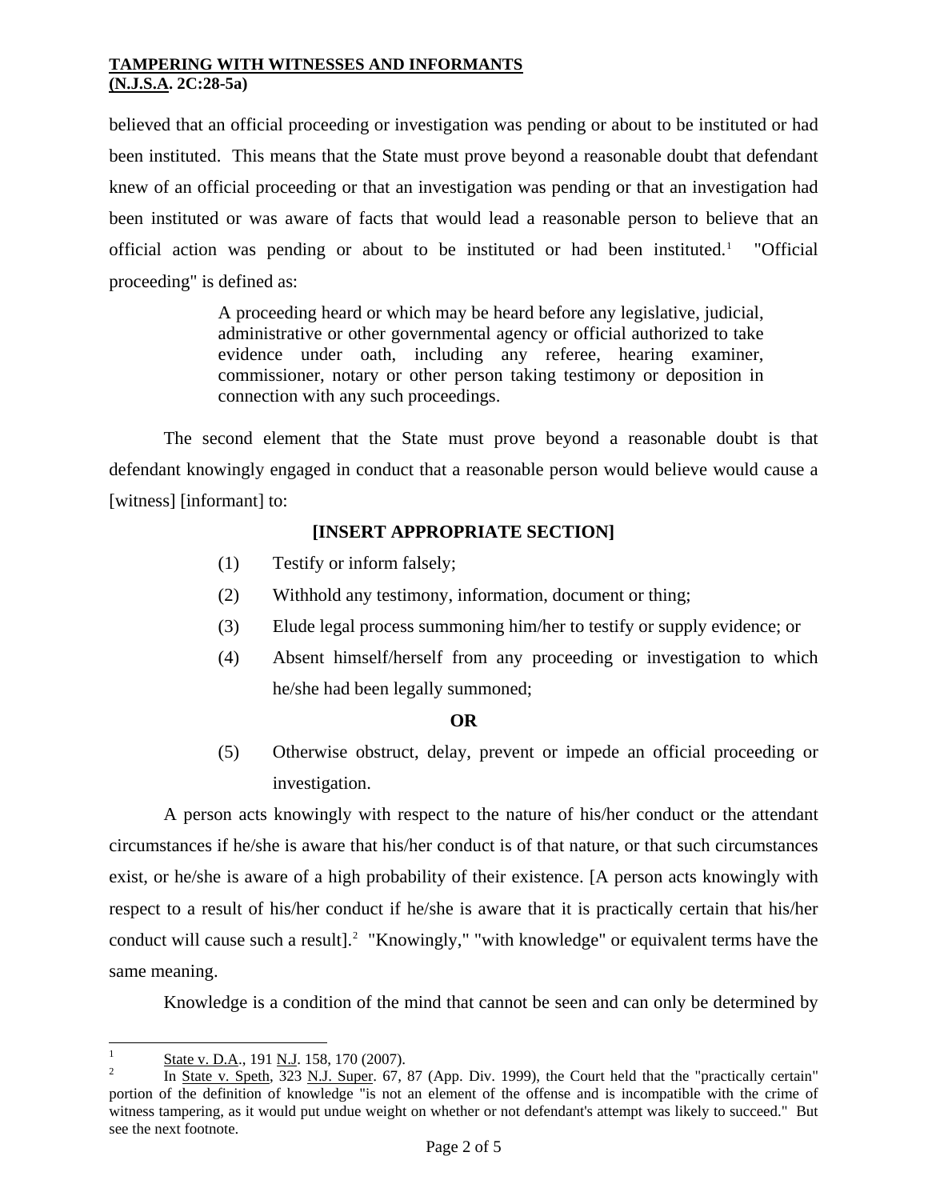believed that an official proceeding or investigation was pending or about to be instituted or had been instituted. This means that the State must prove beyond a reasonable doubt that defendant knew of an official proceeding or that an investigation was pending or that an investigation had been instituted or was aware of facts that would lead a reasonable person to believe that an official action was pending or about to be instituted or had been instituted.[1] "Official proceeding" is defined as:

> A proceeding heard or which may be heard before any legislative, judicial, administrative or other governmental agency or official authorized to take evidence under oath, including any referee, hearing examiner, commissioner, notary or other person taking testimony or deposition in connection with any such proceedings.

The second element that the State must prove beyond a reasonable doubt is that defendant knowingly engaged in conduct that a reasonable person would believe would cause a [witness] [informant] to:

**[INSERT APPROPRIATE SECTION]**

(1) Testify or inform falsely;

(2) Withhold any testimony, information, document or thing;

(3) Elude legal process summoning him/her to testify or supply evidence; or

(4) Absent himself/herself from any proceeding or investigation to which he/she had been legally summoned;

**OR**

(5) Otherwise obstruct, delay, prevent or impede an official proceeding or investigation.

A person acts knowingly with respect to the nature of his/her conduct or the attendant circumstances if he/she is aware that his/her conduct is of that nature, or that such circumstances exist, or he/she is aware of a high probability of their existence. [A person acts knowingly with respect to a result of his/her conduct if he/she is aware that it is practically certain that his/her conduct will cause such a result].[2] "Knowingly," "with knowledge" or equivalent terms have the same meaning.

Knowledge is a condition of the mind that cannot be seen and can only be determined by

---

[1] State v. D.A., 191 N.J. 158, 170 (2007).

[2] In State v. Speth, 323 N.J. Super. 67, 87 (App. Div. 1999), the Court held that the "practically certain" portion of the definition of knowledge "is not an element of the offense and is incompatible with the crime of witness tampering, as it would put undue weight on whether or not defendant's attempt was likely to succeed." But see the next footnote.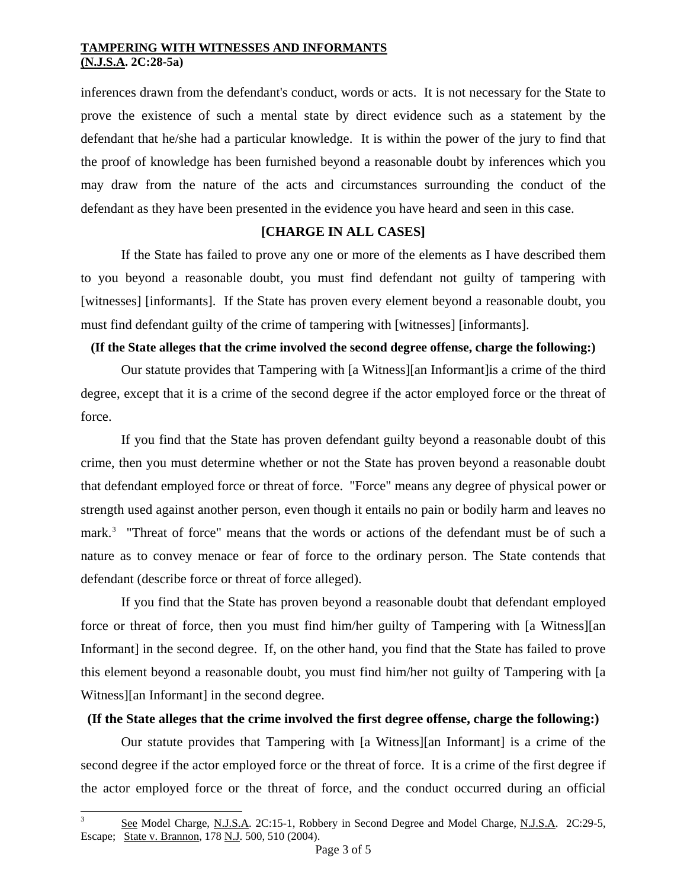inferences drawn from the defendant's conduct, words or acts. It is not necessary for the State to prove the existence of such a mental state by direct evidence such as a statement by the defendant that he/she had a particular knowledge. It is within the power of the jury to find that the proof of knowledge has been furnished beyond a reasonable doubt by inferences which you may draw from the nature of the acts and circumstances surrounding the conduct of the defendant as they have been presented in the evidence you have heard and seen in this case.

**[CHARGE IN ALL CASES]**

If the State has failed to prove any one or more of the elements as I have described them to you beyond a reasonable doubt, you must find defendant not guilty of tampering with [witnesses] [informants]. If the State has proven every element beyond a reasonable doubt, you must find defendant guilty of the crime of tampering with [witnesses] [informants].

**(If the State alleges that the crime involved the second degree offense, charge the following:)**

Our statute provides that Tampering with [a Witness][an Informant]is a crime of the third degree, except that it is a crime of the second degree if the actor employed force or the threat of force.

If you find that the State has proven defendant guilty beyond a reasonable doubt of this crime, then you must determine whether or not the State has proven beyond a reasonable doubt that defendant employed force or threat of force. "Force" means any degree of physical power or strength used against another person, even though it entails no pain or bodily harm and leaves no mark.[3] "Threat of force" means that the words or actions of the defendant must be of such a nature as to convey menace or fear of force to the ordinary person. The State contends that defendant (describe force or threat of force alleged).

If you find that the State has proven beyond a reasonable doubt that defendant employed force or threat of force, then you must find him/her guilty of Tampering with [a Witness][an Informant] in the second degree. If, on the other hand, you find that the State has failed to prove this element beyond a reasonable doubt, you must find him/her not guilty of Tampering with [a Witness][an Informant] in the second degree.

**(If the State alleges that the crime involved the first degree offense, charge the following:)**

Our statute provides that Tampering with [a Witness][an Informant] is a crime of the second degree if the actor employed force or the threat of force. It is a crime of the first degree if the actor employed force or the threat of force, and the conduct occurred during an official

---

[3] See Model Charge, N.J.S.A. 2C:15-1, Robbery in Second Degree and Model Charge, N.J.S.A. 2C:29-5, Escape; State v. Brannon, 178 N.J. 500, 510 (2004).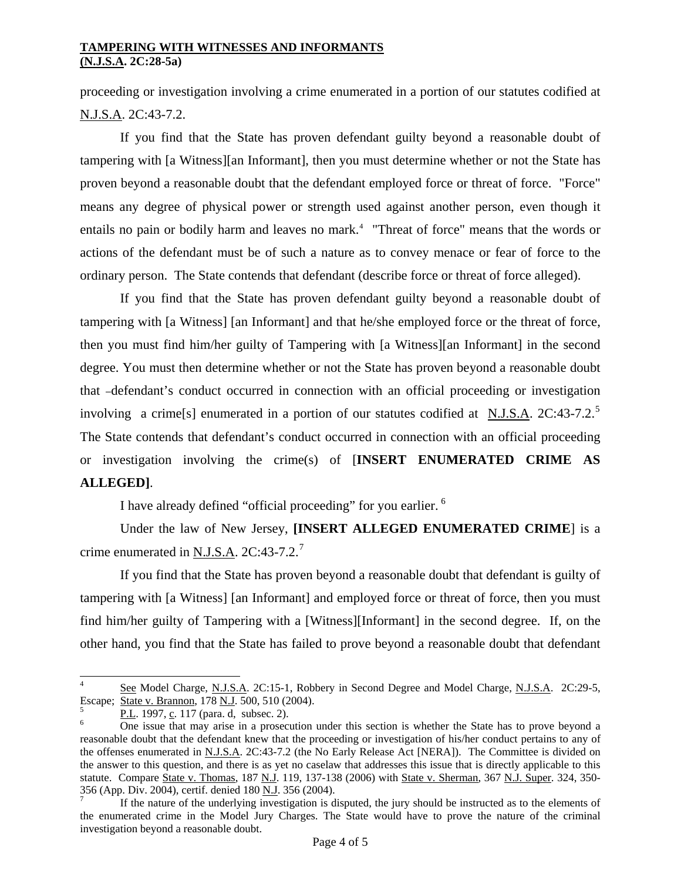proceeding or investigation involving a crime enumerated in a portion of our statutes codified at N.J.S.A. 2C:43-7.2.

If you find that the State has proven defendant guilty beyond a reasonable doubt of tampering with [a Witness][an Informant], then you must determine whether or not the State has proven beyond a reasonable doubt that the defendant employed force or threat of force. "Force" means any degree of physical power or strength used against another person, even though it entails no pain or bodily harm and leaves no mark.[4] "Threat of force" means that the words or actions of the defendant must be of such a nature as to convey menace or fear of force to the ordinary person. The State contends that defendant (describe force or threat of force alleged).

If you find that the State has proven defendant guilty beyond a reasonable doubt of tampering with [a Witness] [an Informant] and that he/she employed force or the threat of force, then you must find him/her guilty of Tampering with [a Witness][an Informant] in the second degree. You must then determine whether or not the State has proven beyond a reasonable doubt that –defendant's conduct occurred in connection with an official proceeding or investigation involving a crime[s] enumerated in a portion of our statutes codified at N.J.S.A. 2C:43-7.2.[5] The State contends that defendant's conduct occurred in connection with an official proceeding or investigation involving the crime(s) of [**INSERT ENUMERATED CRIME AS ALLEGED]**.

I have already defined "official proceeding" for you earlier.[6]

Under the law of New Jersey, **[INSERT ALLEGED ENUMERATED CRIME**] is a crime enumerated in N.J.S.A. 2C:43-7.2.[7]

If you find that the State has proven beyond a reasonable doubt that defendant is guilty of tampering with [a Witness] [an Informant] and employed force or threat of force, then you must find him/her guilty of Tampering with a [Witness][Informant] in the second degree. If, on the other hand, you find that the State has failed to prove beyond a reasonable doubt that defendant

---

[4] See Model Charge, N.J.S.A. 2C:15-1, Robbery in Second Degree and Model Charge, N.J.S.A. 2C:29-5, Escape; State v. Brannon, 178 N.J. 500, 510 (2004).

[5] P.L. 1997, c. 117 (para. d, subsec. 2).

[6] One issue that may arise in a prosecution under this section is whether the State has to prove beyond a reasonable doubt that the defendant knew that the proceeding or investigation of his/her conduct pertains to any of the offenses enumerated in N.J.S.A. 2C:43-7.2 (the No Early Release Act [NERA]). The Committee is divided on the answer to this question, and there is as yet no caselaw that addresses this issue that is directly applicable to this statute. Compare State v. Thomas, 187 N.J. 119, 137-138 (2006) with State v. Sherman, 367 N.J. Super. 324, 350-356 (App. Div. 2004), certif. denied 180 N.J. 356 (2004).

[7] If the nature of the underlying investigation is disputed, the jury should be instructed as to the elements of the enumerated crime in the Model Jury Charges. The State would have to prove the nature of the criminal investigation beyond a reasonable doubt.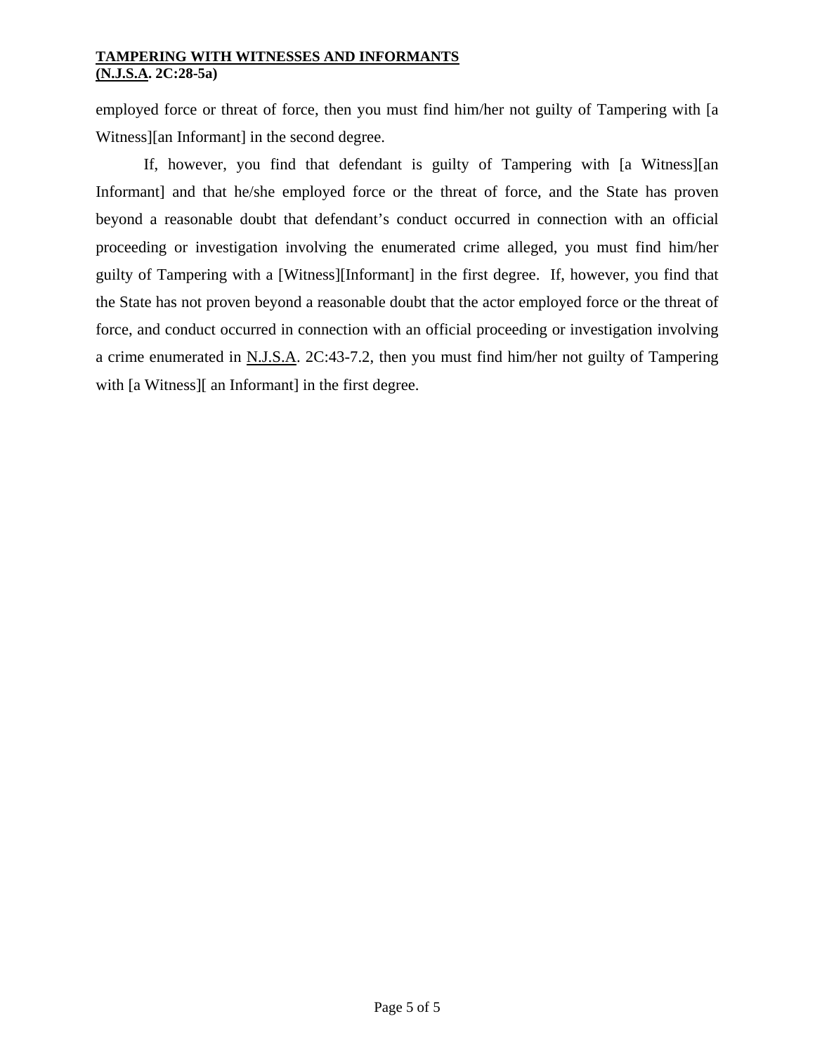employed force or threat of force, then you must find him/her not guilty of Tampering with [a Witness][an Informant] in the second degree.

If, however, you find that defendant is guilty of Tampering with [a Witness][an Informant] and that he/she employed force or the threat of force, and the State has proven beyond a reasonable doubt that defendant's conduct occurred in connection with an official proceeding or investigation involving the enumerated crime alleged, you must find him/her guilty of Tampering with a [Witness][Informant] in the first degree. If, however, you find that the State has not proven beyond a reasonable doubt that the actor employed force or the threat of force, and conduct occurred in connection with an official proceeding or investigation involving a crime enumerated in N.J.S.A. 2C:43-7.2, then you must find him/her not guilty of Tampering with [a Witness][ an Informant] in the first degree.